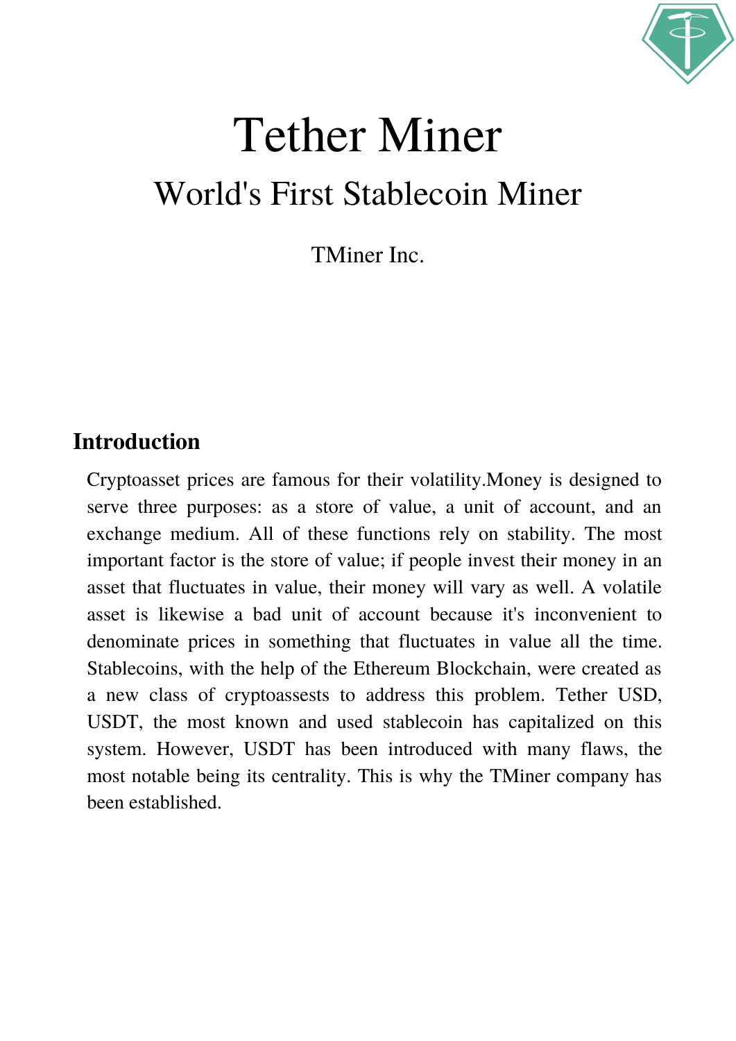# Tether Miner

## World's First Stablecoin Miner

TMiner Inc.

## Introduction

Cryptoasset prices are famous for their volatility.Money is designed to serve three purposes: as a store of value, a unit of account, and an exchange medium. All of these functions rely on stability. The most important factor is the store of value; if people invest their money in an asset that fluctuates in value, their money will vary as well. A volatile asset is likewise a bad unit of account because it's inconvenient to denominate prices in something that fluctuates in value all the time. Stablecoins, with the help of the Ethereum Blockchain, were created as a new class of cryptoassests to address this problem. Tether USD, USDT, the most known and used stablecoin has capitalized on this system. However, USDT has been introduced with many flaws, the most notable being its centrality. This is why the TMiner company has been established.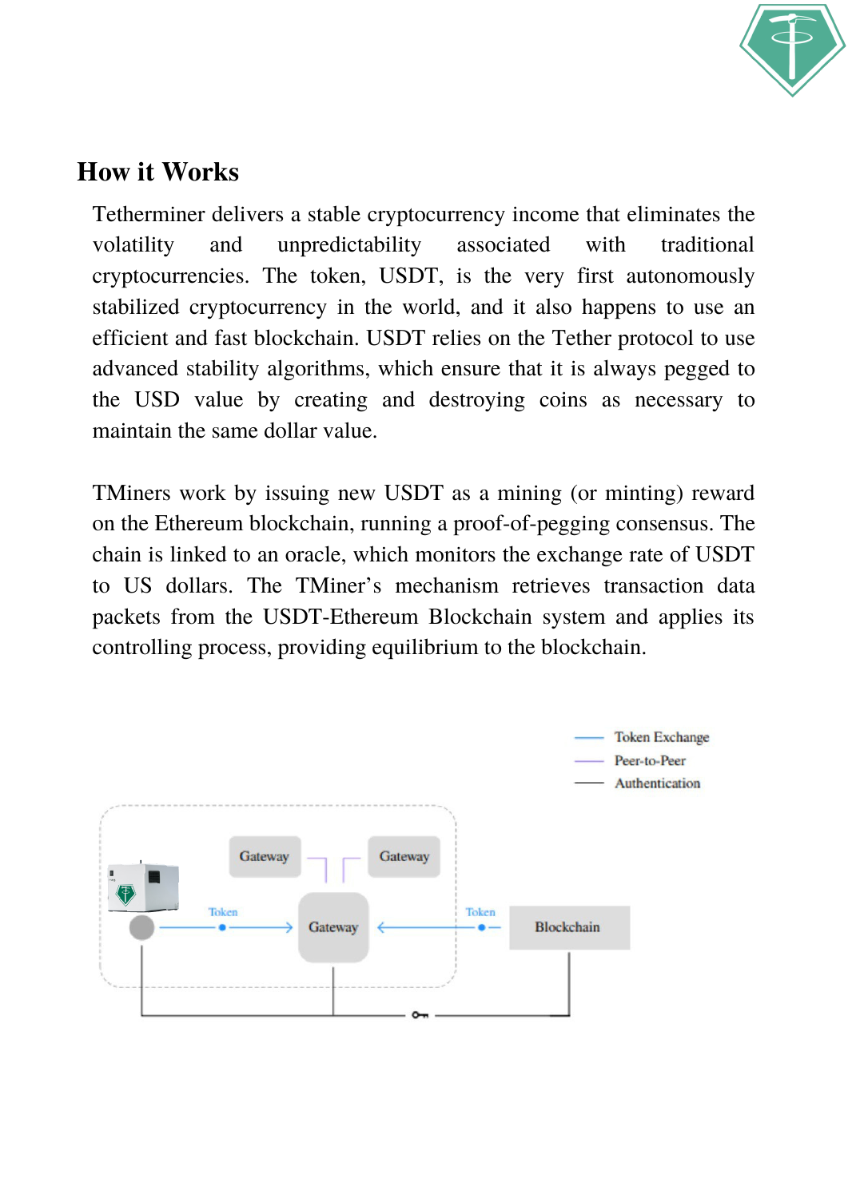## How it Works

Tetherminer delivers a stable cryptocurrency income that eliminates the volatility and unpredictability associated with traditional cryptocurrencies. The token, USDT, is the very first autonomously stabilized cryptocurrency in the world, and it also happens to use an efficient and fast blockchain. USDT relies on the Tether protocol to use advanced stability algorithms, which ensure that it is always pegged to the USD value by creating and destroying coins as necessary to maintain the same dollar value.

TMiners work by issuing new USDT as a mining (or minting) reward on the Ethereum blockchain, running a proof-of-pegging consensus. The chain is linked to an oracle, which monitors the exchange rate of USDT to US dollars. The TMiner's mechanism retrieves transaction data packets from the USDT-Ethereum Blockchain system and applies its controlling process, providing equilibrium to the blockchain.

Token Exchange
Peer-to-Peer
Authentication

Gateway
Gateway
Token
Gateway
Token
Blockchain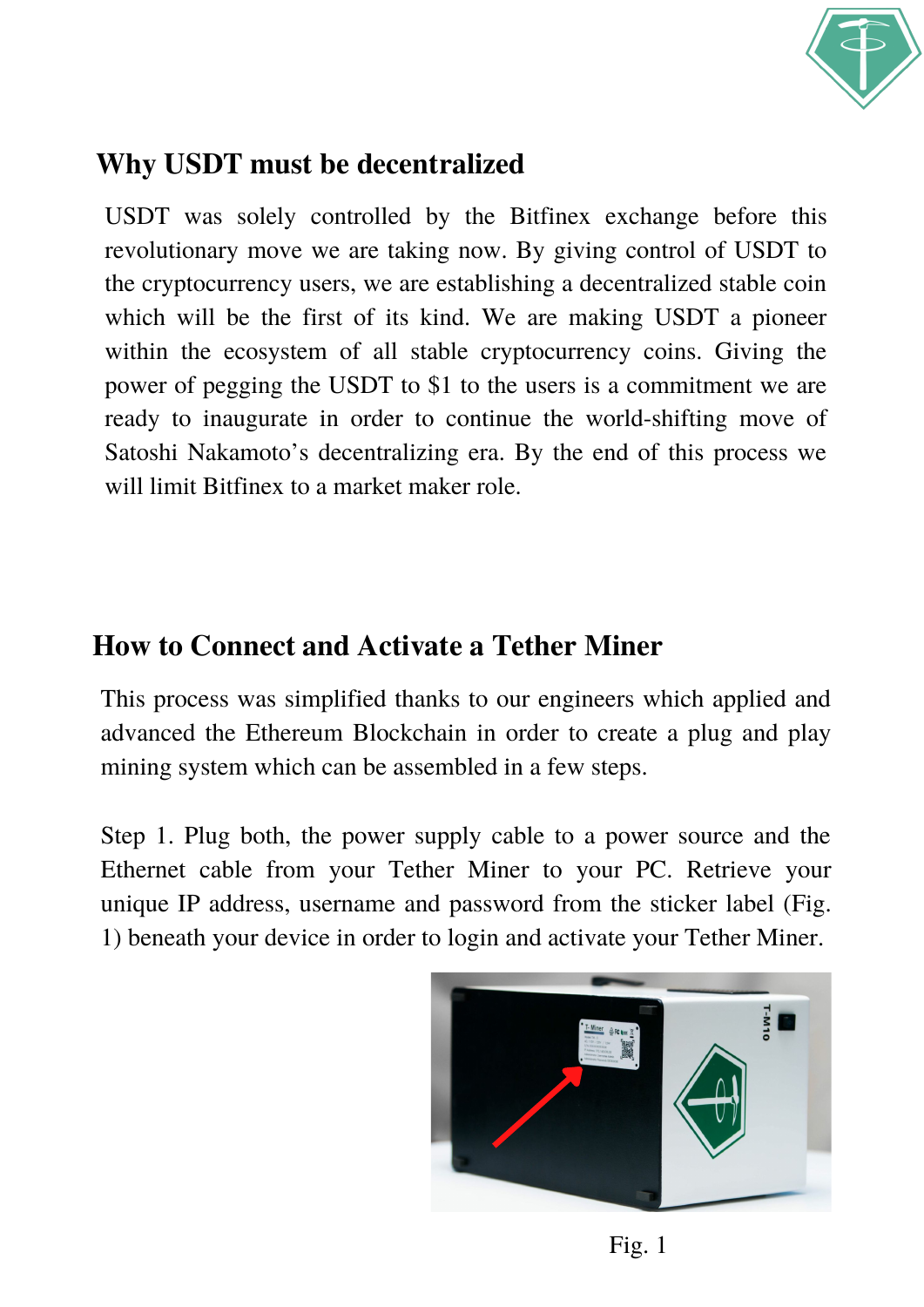## Why USDT must be decentralized

USDT was solely controlled by the Bitfinex exchange before this revolutionary move we are taking now. By giving control of USDT to the cryptocurrency users, we are establishing a decentralized stable coin which will be the first of its kind. We are making USDT a pioneer within the ecosystem of all stable cryptocurrency coins. Giving the power of pegging the USDT to $1 to the users is a commitment we are ready to inaugurate in order to continue the world-shifting move of Satoshi Nakamoto's decentralizing era. By the end of this process we will limit Bitfinex to a market maker role.

## How to Connect and Activate a Tether Miner

This process was simplified thanks to our engineers which applied and advanced the Ethereum Blockchain in order to create a plug and play mining system which can be assembled in a few steps.

Step 1. Plug both, the power supply cable to a power source and the Ethernet cable from your Tether Miner to your PC. Retrieve your unique IP address, username and password from the sticker label (Fig. 1) beneath your device in order to login and activate your Tether Miner.

Fig. 1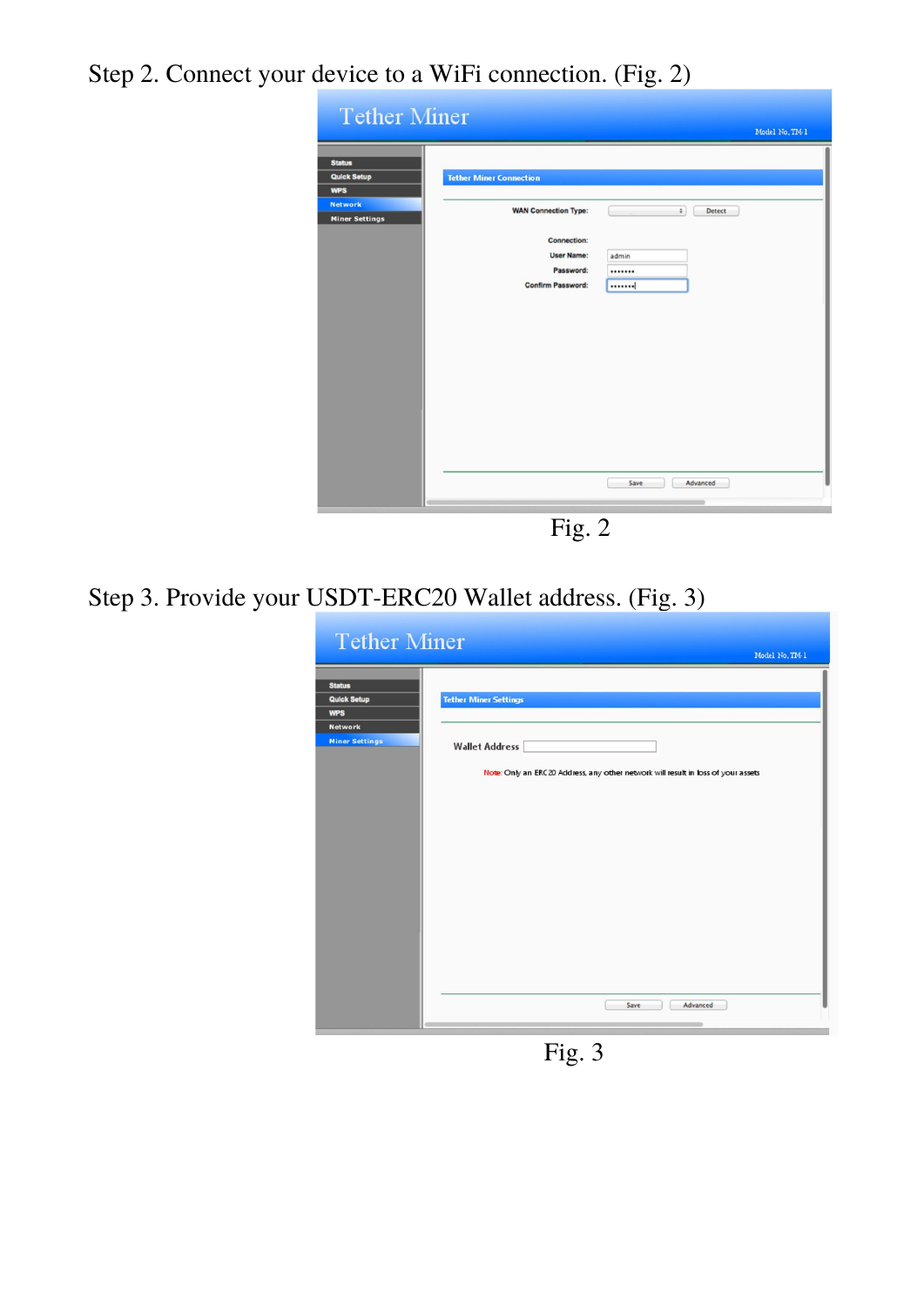Step 2. Connect your device to a WiFi connection. (Fig. 2)

Fig. 2

Step 3. Provide your USDT-ERC20 Wallet address. (Fig. 3)

Fig. 3